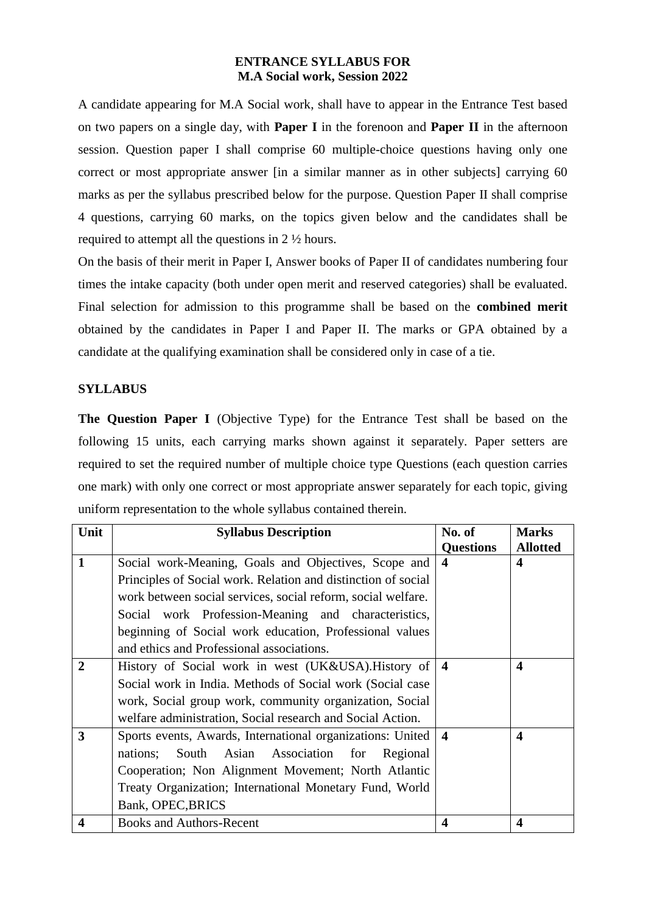# ENTRANCE SYLLABUS FOR
# M.A Social work, Session 2022

A candidate appearing for M.A Social work, shall have to appear in the Entrance Test based on two papers on a single day, with **Paper I** in the forenoon and **Paper II** in the afternoon session. Question paper I shall comprise 60 multiple-choice questions having only one correct or most appropriate answer [in a similar manner as in other subjects] carrying 60 marks as per the syllabus prescribed below for the purpose. Question Paper II shall comprise 4 questions, carrying 60 marks, on the topics given below and the candidates shall be required to attempt all the questions in 2 ½ hours.

On the basis of their merit in Paper I, Answer books of Paper II of candidates numbering four times the intake capacity (both under open merit and reserved categories) shall be evaluated. Final selection for admission to this programme shall be based on the **combined merit** obtained by the candidates in Paper I and Paper II. The marks or GPA obtained by a candidate at the qualifying examination shall be considered only in case of a tie.

## SYLLABUS

**The Question Paper I** (Objective Type) for the Entrance Test shall be based on the following 15 units, each carrying marks shown against it separately. Paper setters are required to set the required number of multiple choice type Questions (each question carries one mark) with only one correct or most appropriate answer separately for each topic, giving uniform representation to the whole syllabus contained therein.

| Unit | Syllabus Description | No. of Questions | Marks Allotted |
|---|---|---|---|
| **1** | Social work-Meaning, Goals and Objectives, Scope and Principles of Social work. Relation and distinction of social work between social services, social reform, social welfare. Social work Profession-Meaning and characteristics, beginning of Social work education, Professional values and ethics and Professional associations. | **4** | **4** |
| **2** | History of Social work in west (UK&USA).History of Social work in India. Methods of Social work (Social case work, Social group work, community organization, Social welfare administration, Social research and Social Action. | **4** | **4** |
| **3** | Sports events, Awards, International organizations: United nations; South Asian Association for Regional Cooperation; Non Alignment Movement; North Atlantic Treaty Organization; International Monetary Fund, World Bank, OPEC,BRICS | **4** | **4** |
| **4** | Books and Authors-Recent | **4** | **4** |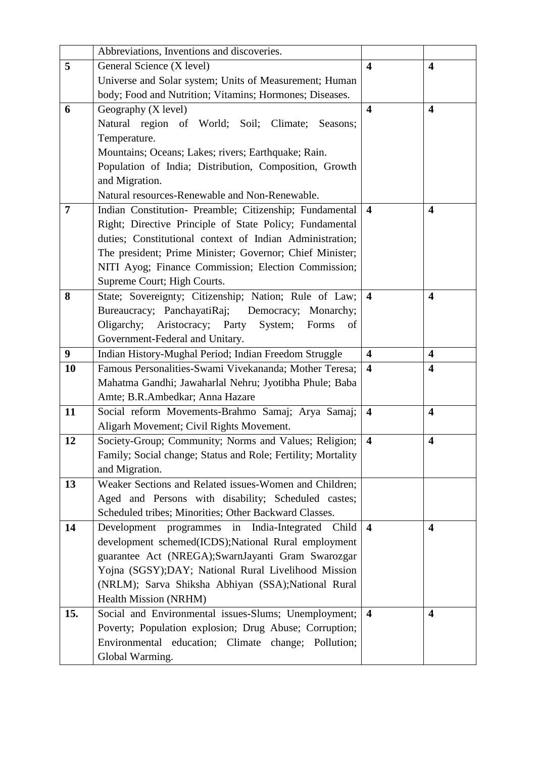|  |  |  |  |
|---|---|---|---|
|  | Abbreviations, Inventions and discoveries. |  |  |
| **5** | General Science (X level)<br>Universe and Solar system; Units of Measurement; Human body; Food and Nutrition; Vitamins; Hormones; Diseases. | **4** | **4** |
| **6** | Geography (X level)<br>Natural region of World; Soil; Climate; Seasons; Temperature.<br>Mountains; Oceans; Lakes; rivers; Earthquake; Rain.<br>Population of India; Distribution, Composition, Growth and Migration.<br>Natural resources-Renewable and Non-Renewable. | **4** | **4** |
| **7** | Indian Constitution- Preamble; Citizenship; Fundamental Right; Directive Principle of State Policy; Fundamental duties; Constitutional context of Indian Administration; The president; Prime Minister; Governor; Chief Minister; NITI Ayog; Finance Commission; Election Commission; Supreme Court; High Courts. | **4** | **4** |
| **8** | State; Sovereignty; Citizenship; Nation; Rule of Law; Bureaucracy; PanchayatiRaj; Democracy; Monarchy; Oligarchy; Aristocracy; Party System; Forms of Government-Federal and Unitary. | **4** | **4** |
| **9** | Indian History-Mughal Period; Indian Freedom Struggle | **4** | **4** |
| **10** | Famous Personalities-Swami Vivekananda; Mother Teresa; Mahatma Gandhi; Jawaharlal Nehru; Jyotibha Phule; Baba Amte; B.R.Ambedkar; Anna Hazare | **4** | **4** |
| **11** | Social reform Movements-Brahmo Samaj; Arya Samaj; Aligarh Movement; Civil Rights Movement. | **4** | **4** |
| **12** | Society-Group; Community; Norms and Values; Religion; Family; Social change; Status and Role; Fertility; Mortality and Migration. | **4** | **4** |
| **13** | Weaker Sections and Related issues-Women and Children; Aged and Persons with disability; Scheduled castes; Scheduled tribes; Minorities; Other Backward Classes. |  |  |
| **14** | Development programmes in India-Integrated Child development schemed(ICDS);National Rural employment guarantee Act (NREGA);SwarnJayanti Gram Swarozgar Yojna (SGSY);DAY; National Rural Livelihood Mission (NRLM); Sarva Shiksha Abhiyan (SSA);National Rural Health Mission (NRHM) | **4** | **4** |
| **15.** | Social and Environmental issues-Slums; Unemployment; Poverty; Population explosion; Drug Abuse; Corruption; Environmental education; Climate change; Pollution; Global Warming. | **4** | **4** |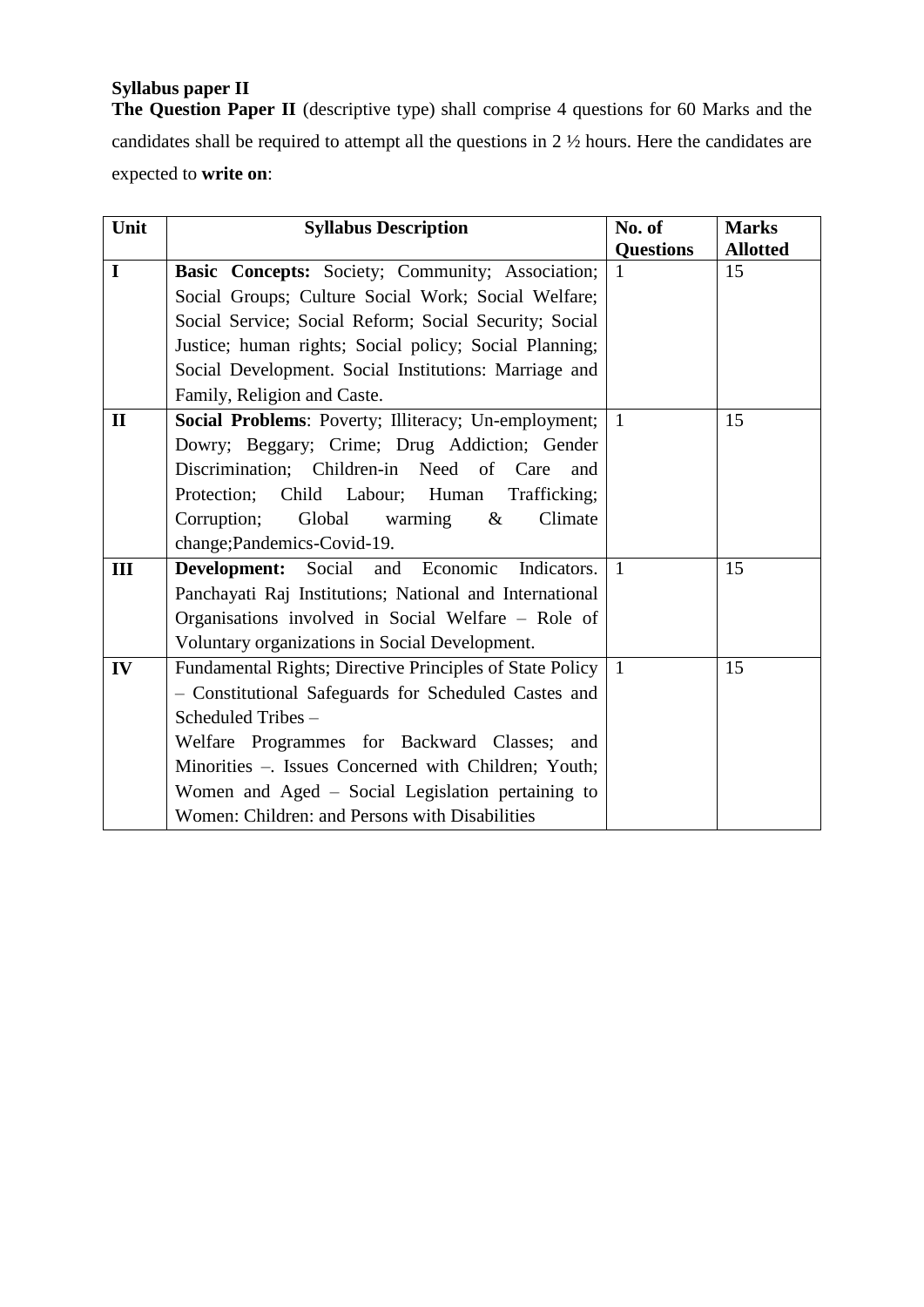**Syllabus paper II**

**The Question Paper II** (descriptive type) shall comprise 4 questions for 60 Marks and the candidates shall be required to attempt all the questions in 2 ½ hours. Here the candidates are expected to **write on**:

| Unit | Syllabus Description | No. of Questions | Marks Allotted |
|---|---|---|---|
| **I** | **Basic Concepts:** Society; Community; Association; Social Groups; Culture Social Work; Social Welfare; Social Service; Social Reform; Social Security; Social Justice; human rights; Social policy; Social Planning; Social Development. Social Institutions: Marriage and Family, Religion and Caste. | 1 | 15 |
| **II** | **Social Problems**: Poverty; Illiteracy; Un-employment; Dowry; Beggary; Crime; Drug Addiction; Gender Discrimination; Children-in Need of Care and Protection; Child Labour; Human Trafficking; Corruption; Global warming & Climate change;Pandemics-Covid-19. | 1 | 15 |
| **III** | **Development:** Social and Economic Indicators. Panchayati Raj Institutions; National and International Organisations involved in Social Welfare – Role of Voluntary organizations in Social Development. | 1 | 15 |
| **IV** | Fundamental Rights; Directive Principles of State Policy – Constitutional Safeguards for Scheduled Castes and Scheduled Tribes – Welfare Programmes for Backward Classes; and Minorities –. Issues Concerned with Children; Youth; Women and Aged – Social Legislation pertaining to Women: Children: and Persons with Disabilities | 1 | 15 |